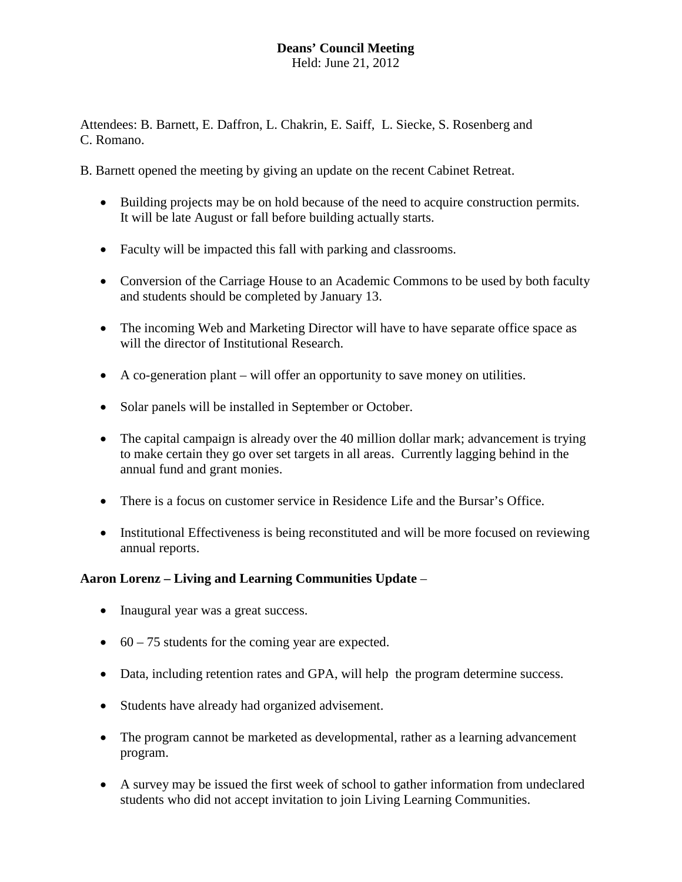**Deans' Council Meeting**

Held: June 21, 2012

Attendees: B. Barnett, E. Daffron, L. Chakrin, E. Saiff, L. Siecke, S. Rosenberg and C. Romano.

B. Barnett opened the meeting by giving an update on the recent Cabinet Retreat.

- Building projects may be on hold because of the need to acquire construction permits. It will be late August or fall before building actually starts.
- Faculty will be impacted this fall with parking and classrooms.
- Conversion of the Carriage House to an Academic Commons to be used by both faculty and students should be completed by January 13.
- The incoming Web and Marketing Director will have to have separate office space as will the director of Institutional Research.
- A co-generation plant – will offer an opportunity to save money on utilities.
- Solar panels will be installed in September or October.
- The capital campaign is already over the 40 million dollar mark; advancement is trying to make certain they go over set targets in all areas. Currently lagging behind in the annual fund and grant monies.
- There is a focus on customer service in Residence Life and the Bursar's Office.
- Institutional Effectiveness is being reconstituted and will be more focused on reviewing annual reports.

**Aaron Lorenz – Living and Learning Communities Update** –

- Inaugural year was a great success.
- 60 – 75 students for the coming year are expected.
- Data, including retention rates and GPA, will help the program determine success.
- Students have already had organized advisement.
- The program cannot be marketed as developmental, rather as a learning advancement program.
- A survey may be issued the first week of school to gather information from undeclared students who did not accept invitation to join Living Learning Communities.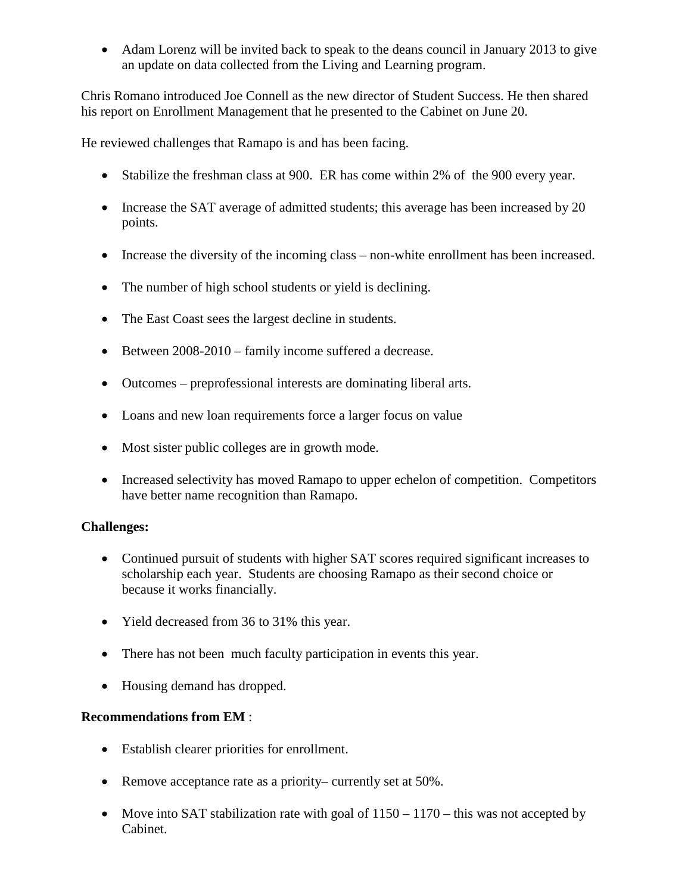- Adam Lorenz will be invited back to speak to the deans council in January 2013 to give an update on data collected from the Living and Learning program.

Chris Romano introduced Joe Connell as the new director of Student Success. He then shared his report on Enrollment Management that he presented to the Cabinet on June 20.

He reviewed challenges that Ramapo is and has been facing.

- Stabilize the freshman class at 900. ER has come within 2% of the 900 every year.
- Increase the SAT average of admitted students; this average has been increased by 20 points.
- Increase the diversity of the incoming class – non-white enrollment has been increased.
- The number of high school students or yield is declining.
- The East Coast sees the largest decline in students.
- Between 2008-2010 – family income suffered a decrease.
- Outcomes – preprofessional interests are dominating liberal arts.
- Loans and new loan requirements force a larger focus on value
- Most sister public colleges are in growth mode.
- Increased selectivity has moved Ramapo to upper echelon of competition. Competitors have better name recognition than Ramapo.

**Challenges:**

- Continued pursuit of students with higher SAT scores required significant increases to scholarship each year. Students are choosing Ramapo as their second choice or because it works financially.
- Yield decreased from 36 to 31% this year.
- There has not been much faculty participation in events this year.
- Housing demand has dropped.

**Recommendations from EM** :

- Establish clearer priorities for enrollment.
- Remove acceptance rate as a priority– currently set at 50%.
- Move into SAT stabilization rate with goal of 1150 – 1170 – this was not accepted by Cabinet.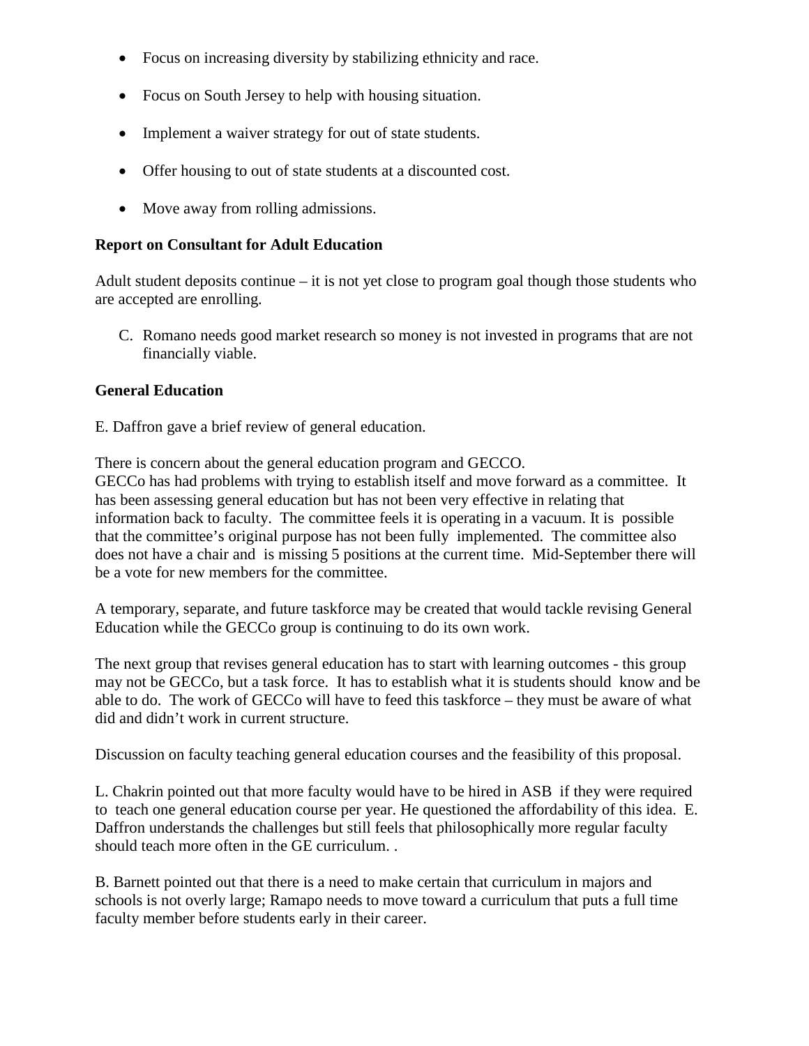- Focus on increasing diversity by stabilizing ethnicity and race.
- Focus on South Jersey to help with housing situation.
- Implement a waiver strategy for out of state students.
- Offer housing to out of state students at a discounted cost.
- Move away from rolling admissions.

**Report on Consultant for Adult Education**

Adult student deposits continue – it is not yet close to program goal though those students who are accepted are enrolling.

C. Romano needs good market research so money is not invested in programs that are not financially viable.

**General Education**

E. Daffron gave a brief review of general education.

There is concern about the general education program and GECCO.
GECCo has had problems with trying to establish itself and move forward as a committee. It has been assessing general education but has not been very effective in relating that information back to faculty. The committee feels it is operating in a vacuum. It is possible that the committee's original purpose has not been fully implemented. The committee also does not have a chair and is missing 5 positions at the current time. Mid-September there will be a vote for new members for the committee.

A temporary, separate, and future taskforce may be created that would tackle revising General Education while the GECCo group is continuing to do its own work.

The next group that revises general education has to start with learning outcomes - this group may not be GECCo, but a task force. It has to establish what it is students should know and be able to do. The work of GECCo will have to feed this taskforce – they must be aware of what did and didn't work in current structure.

Discussion on faculty teaching general education courses and the feasibility of this proposal.

L. Chakrin pointed out that more faculty would have to be hired in ASB if they were required to teach one general education course per year. He questioned the affordability of this idea. E. Daffron understands the challenges but still feels that philosophically more regular faculty should teach more often in the GE curriculum. .

B. Barnett pointed out that there is a need to make certain that curriculum in majors and schools is not overly large; Ramapo needs to move toward a curriculum that puts a full time faculty member before students early in their career.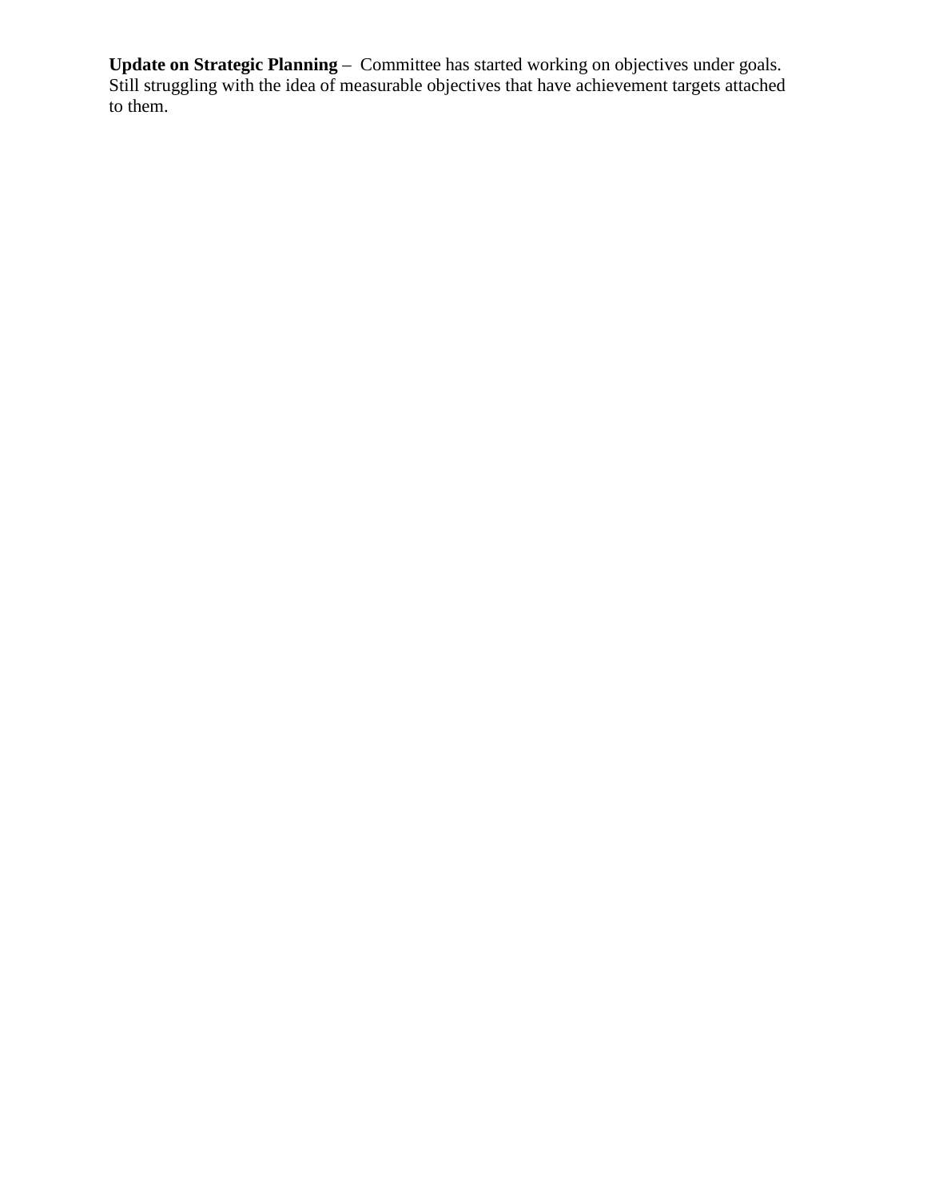**Update on Strategic Planning** – Committee has started working on objectives under goals. Still struggling with the idea of measurable objectives that have achievement targets attached to them.